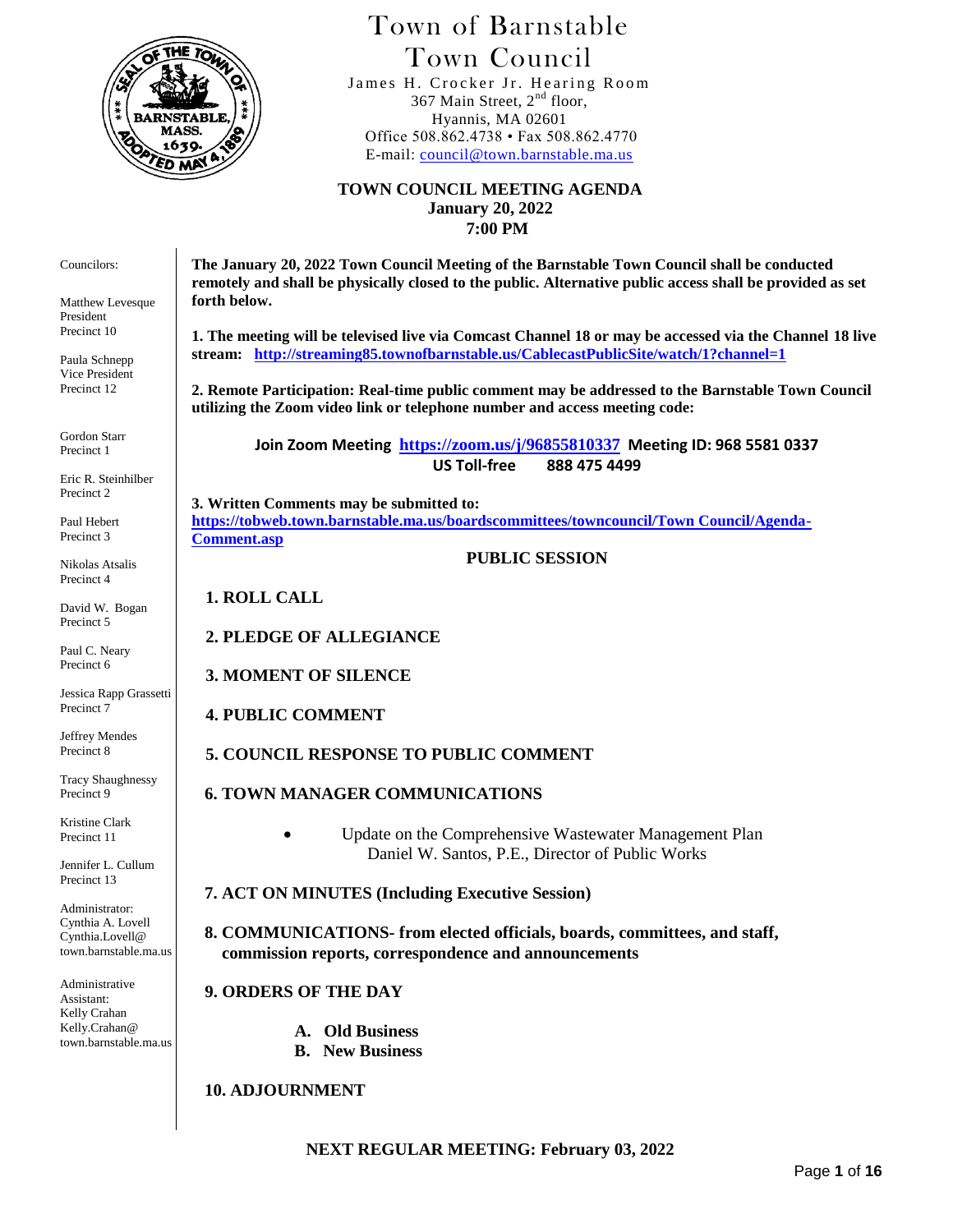# Town of Barnstable
## Town Council

James H. Crocker Jr. Hearing Room
367 Main Street, 2nd floor,
Hyannis, MA 02601
Office 508.862.4738 • Fax 508.862.4770
E-mail: council@town.barnstable.ma.us

**TOWN COUNCIL MEETING AGENDA**
**January 20, 2022**
**7:00 PM**

Councilors:

Matthew Levesque
President
Precinct 10

Paula Schnepp
Vice President
Precinct 12

Gordon Starr
Precinct 1

Eric R. Steinhilber
Precinct 2

Paul Hebert
Precinct 3

Nikolas Atsalis
Precinct 4

David W. Bogan
Precinct 5

Paul C. Neary
Precinct 6

Jessica Rapp Grassetti
Precinct 7

Jeffrey Mendes
Precinct 8

Tracy Shaughnessy
Precinct 9

Kristine Clark
Precinct 11

Jennifer L. Cullum
Precinct 13

Administrator:
Cynthia A. Lovell
Cynthia.Lovell@town.barnstable.ma.us

Administrative Assistant:
Kelly Crahan
Kelly.Crahan@town.barnstable.ma.us

**The January 20, 2022 Town Council Meeting of the Barnstable Town Council shall be conducted remotely and shall be physically closed to the public. Alternative public access shall be provided as set forth below.**

**1. The meeting will be televised live via Comcast Channel 18 or may be accessed via the Channel 18 live stream: http://streaming85.townofbarnstable.us/CablecastPublicSite/watch/1?channel=1**

**2. Remote Participation: Real-time public comment may be addressed to the Barnstable Town Council utilizing the Zoom video link or telephone number and access meeting code:**

**Join Zoom Meeting https://zoom.us/j/96855810337 Meeting ID: 968 5581 0337**
**US Toll-free 888 475 4499**

**3. Written Comments may be submitted to:**
**https://tobweb.town.barnstable.ma.us/boardscommittees/towncouncil/Town Council/Agenda-Comment.asp**

## PUBLIC SESSION

**1. ROLL CALL**

**2. PLEDGE OF ALLEGIANCE**

**3. MOMENT OF SILENCE**

**4. PUBLIC COMMENT**

**5. COUNCIL RESPONSE TO PUBLIC COMMENT**

**6. TOWN MANAGER COMMUNICATIONS**

- Update on the Comprehensive Wastewater Management Plan
  Daniel W. Santos, P.E., Director of Public Works

**7. ACT ON MINUTES (Including Executive Session)**

**8. COMMUNICATIONS- from elected officials, boards, committees, and staff, commission reports, correspondence and announcements**

**9. ORDERS OF THE DAY**

**A. Old Business**
**B. New Business**

**10. ADJOURNMENT**

**NEXT REGULAR MEETING: February 03, 2022**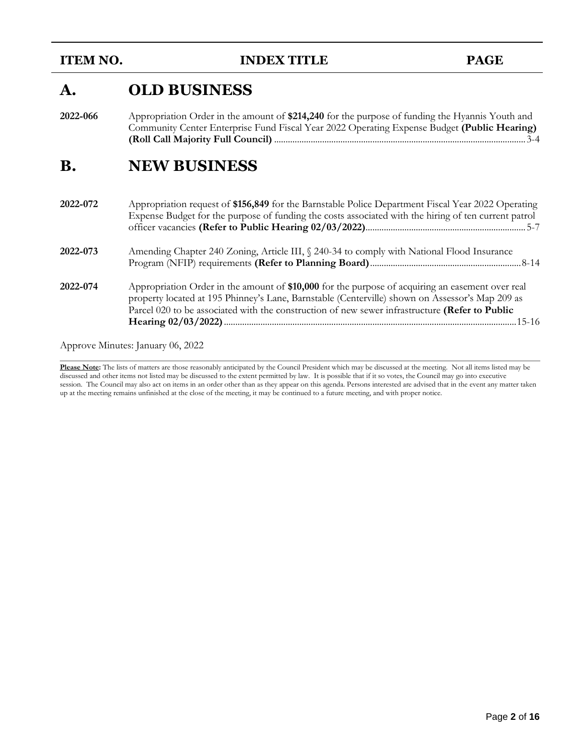| ITEM NO. | INDEX TITLE | PAGE |
|---|---|---|

## A. OLD BUSINESS

| | | |
|---|---|---|
| **2022-066** | Appropriation Order in the amount of **$214,240** for the purpose of funding the Hyannis Youth and Community Center Enterprise Fund Fiscal Year 2022 Operating Expense Budget **(Public Hearing) (Roll Call Majority Full Council)** | 3-4 |

## B. NEW BUSINESS

| | | |
|---|---|---|
| **2022-072** | Appropriation request of **$156,849** for the Barnstable Police Department Fiscal Year 2022 Operating Expense Budget for the purpose of funding the costs associated with the hiring of ten current patrol officer vacancies **(Refer to Public Hearing 02/03/2022)** | 5-7 |
| **2022-073** | Amending Chapter 240 Zoning, Article III, § 240-34 to comply with National Flood Insurance Program (NFIP) requirements **(Refer to Planning Board)** | 8-14 |
| **2022-074** | Appropriation Order in the amount of **$10,000** for the purpose of acquiring an easement over real property located at 195 Phinney's Lane, Barnstable (Centerville) shown on Assessor's Map 209 as Parcel 020 to be associated with the construction of new sewer infrastructure **(Refer to Public Hearing 02/03/2022)** | 15-16 |

Approve Minutes: January 06, 2022

**Please Note:** The lists of matters are those reasonably anticipated by the Council President which may be discussed at the meeting. Not all items listed may be discussed and other items not listed may be discussed to the extent permitted by law. It is possible that if it so votes, the Council may go into executive session. The Council may also act on items in an order other than as they appear on this agenda. Persons interested are advised that in the event any matter taken up at the meeting remains unfinished at the close of the meeting, it may be continued to a future meeting, and with proper notice.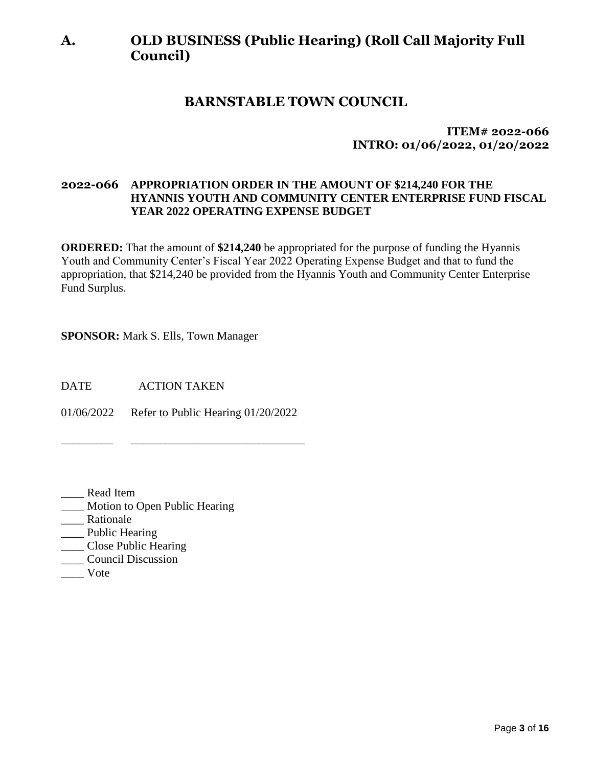# A. OLD BUSINESS (Public Hearing) (Roll Call Majority Full Council)

## BARNSTABLE TOWN COUNCIL

**ITEM# 2022-066**
**INTRO: 01/06/2022, 01/20/2022**

### 2022-066 APPROPRIATION ORDER IN THE AMOUNT OF $214,240 FOR THE HYANNIS YOUTH AND COMMUNITY CENTER ENTERPRISE FUND FISCAL YEAR 2022 OPERATING EXPENSE BUDGET

**ORDERED:** That the amount of **$214,240** be appropriated for the purpose of funding the Hyannis Youth and Community Center's Fiscal Year 2022 Operating Expense Budget and that to fund the appropriation, that $214,240 be provided from the Hyannis Youth and Community Center Enterprise Fund Surplus.

**SPONSOR:** Mark S. Ells, Town Manager

| DATE | ACTION TAKEN |
|---|---|
| 01/06/2022 | Refer to Public Hearing 01/20/2022 |
| _________ | ______________________________ |

____ Read Item
____ Motion to Open Public Hearing
____ Rationale
____ Public Hearing
____ Close Public Hearing
____ Council Discussion
____ Vote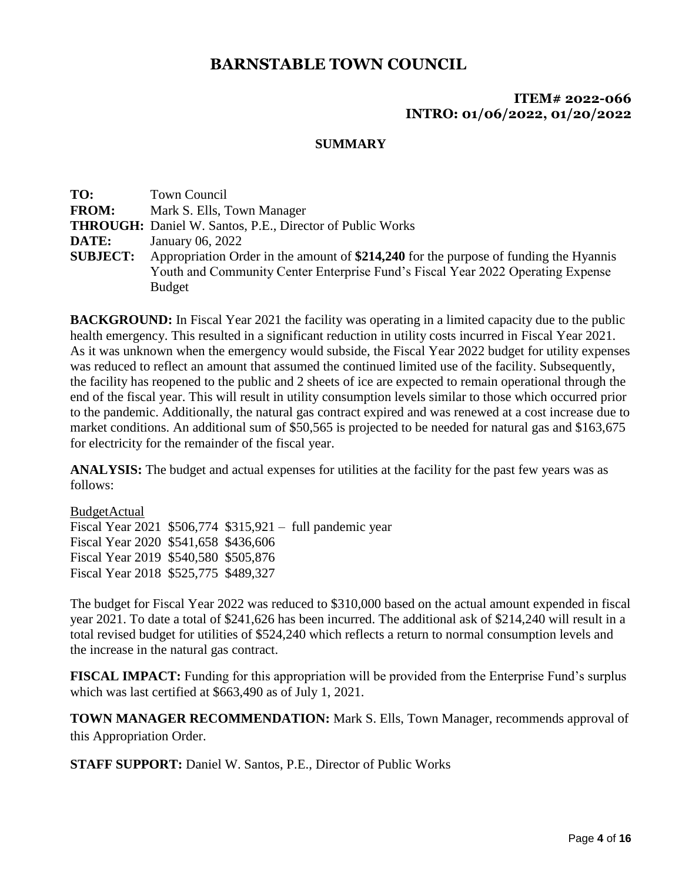# BARNSTABLE TOWN COUNCIL

**ITEM# 2022-066**
**INTRO: 01/06/2022, 01/20/2022**

## SUMMARY

**TO:** Town Council
**FROM:** Mark S. Ells, Town Manager
**THROUGH:** Daniel W. Santos, P.E., Director of Public Works
**DATE:** January 06, 2022
**SUBJECT:** Appropriation Order in the amount of **$214,240** for the purpose of funding the Hyannis Youth and Community Center Enterprise Fund's Fiscal Year 2022 Operating Expense Budget

**BACKGROUND:** In Fiscal Year 2021 the facility was operating in a limited capacity due to the public health emergency. This resulted in a significant reduction in utility costs incurred in Fiscal Year 2021. As it was unknown when the emergency would subside, the Fiscal Year 2022 budget for utility expenses was reduced to reflect an amount that assumed the continued limited use of the facility. Subsequently, the facility has reopened to the public and 2 sheets of ice are expected to remain operational through the end of the fiscal year. This will result in utility consumption levels similar to those which occurred prior to the pandemic. Additionally, the natural gas contract expired and was renewed at a cost increase due to market conditions. An additional sum of $50,565 is projected to be needed for natural gas and $163,675 for electricity for the remainder of the fiscal year.

**ANALYSIS:** The budget and actual expenses for utilities at the facility for the past few years was as follows:

| | Budget | Actual | |
|---|---|---|---|
| Fiscal Year 2021 | $506,774 | $315,921 | – full pandemic year |
| Fiscal Year 2020 | $541,658 | $436,606 | |
| Fiscal Year 2019 | $540,580 | $505,876 | |
| Fiscal Year 2018 | $525,775 | $489,327 | |

The budget for Fiscal Year 2022 was reduced to $310,000 based on the actual amount expended in fiscal year 2021. To date a total of $241,626 has been incurred. The additional ask of $214,240 will result in a total revised budget for utilities of $524,240 which reflects a return to normal consumption levels and the increase in the natural gas contract.

**FISCAL IMPACT:** Funding for this appropriation will be provided from the Enterprise Fund's surplus which was last certified at $663,490 as of July 1, 2021.

**TOWN MANAGER RECOMMENDATION:** Mark S. Ells, Town Manager, recommends approval of this Appropriation Order.

**STAFF SUPPORT:** Daniel W. Santos, P.E., Director of Public Works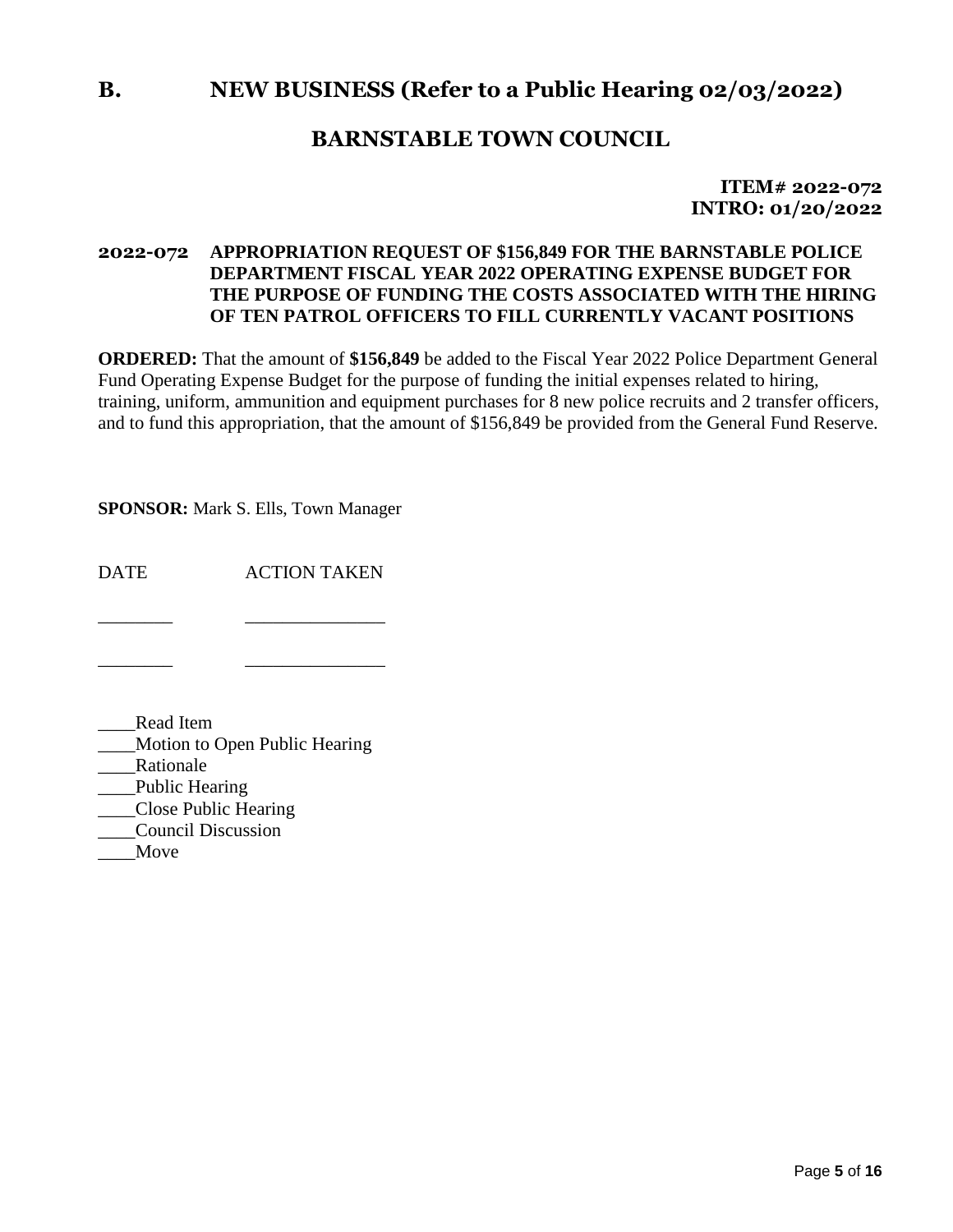## B. NEW BUSINESS (Refer to a Public Hearing 02/03/2022)

## BARNSTABLE TOWN COUNCIL

**ITEM# 2022-072**
**INTRO: 01/20/2022**

### 2022-072 APPROPRIATION REQUEST OF $156,849 FOR THE BARNSTABLE POLICE DEPARTMENT FISCAL YEAR 2022 OPERATING EXPENSE BUDGET FOR THE PURPOSE OF FUNDING THE COSTS ASSOCIATED WITH THE HIRING OF TEN PATROL OFFICERS TO FILL CURRENTLY VACANT POSITIONS

**ORDERED:** That the amount of **$156,849** be added to the Fiscal Year 2022 Police Department General Fund Operating Expense Budget for the purpose of funding the initial expenses related to hiring, training, uniform, ammunition and equipment purchases for 8 new police recruits and 2 transfer officers, and to fund this appropriation, that the amount of $156,849 be provided from the General Fund Reserve.

**SPONSOR:** Mark S. Ells, Town Manager

| DATE | ACTION TAKEN |
| --- | --- |
| ________ | _______________ |
| ________ | _______________ |

____Read Item
____Motion to Open Public Hearing
____Rationale
____Public Hearing
____Close Public Hearing
____Council Discussion
____Move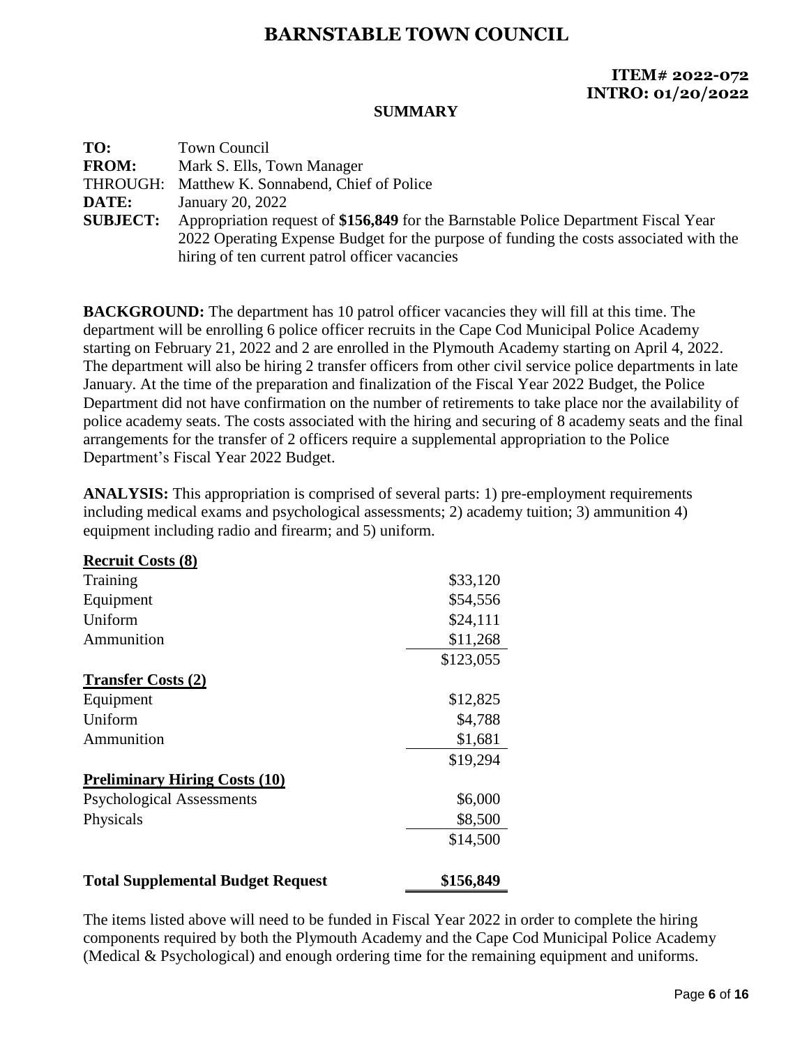# BARNSTABLE TOWN COUNCIL

**ITEM# 2022-072**
**INTRO: 01/20/2022**

**SUMMARY**

**TO:** Town Council
**FROM:** Mark S. Ells, Town Manager
THROUGH: Matthew K. Sonnabend, Chief of Police
**DATE:** January 20, 2022
**SUBJECT:** Appropriation request of **$156,849** for the Barnstable Police Department Fiscal Year 2022 Operating Expense Budget for the purpose of funding the costs associated with the hiring of ten current patrol officer vacancies

**BACKGROUND:** The department has 10 patrol officer vacancies they will fill at this time. The department will be enrolling 6 police officer recruits in the Cape Cod Municipal Police Academy starting on February 21, 2022 and 2 are enrolled in the Plymouth Academy starting on April 4, 2022. The department will also be hiring 2 transfer officers from other civil service police departments in late January. At the time of the preparation and finalization of the Fiscal Year 2022 Budget, the Police Department did not have confirmation on the number of retirements to take place nor the availability of police academy seats. The costs associated with the hiring and securing of 8 academy seats and the final arrangements for the transfer of 2 officers require a supplemental appropriation to the Police Department's Fiscal Year 2022 Budget.

**ANALYSIS:** This appropriation is comprised of several parts: 1) pre-employment requirements including medical exams and psychological assessments; 2) academy tuition; 3) ammunition 4) equipment including radio and firearm; and 5) uniform.

| | |
|---|---|
| **Recruit Costs (8)** | |
| Training | $33,120 |
| Equipment | $54,556 |
| Uniform | $24,111 |
| Ammunition | $11,268 |
| | $123,055 |
| **Transfer Costs (2)** | |
| Equipment | $12,825 |
| Uniform | $4,788 |
| Ammunition | $1,681 |
| | $19,294 |
| **Preliminary Hiring Costs (10)** | |
| Psychological Assessments | $6,000 |
| Physicals | $8,500 |
| | $14,500 |
| **Total Supplemental Budget Request** | **$156,849** |

The items listed above will need to be funded in Fiscal Year 2022 in order to complete the hiring components required by both the Plymouth Academy and the Cape Cod Municipal Police Academy (Medical & Psychological) and enough ordering time for the remaining equipment and uniforms.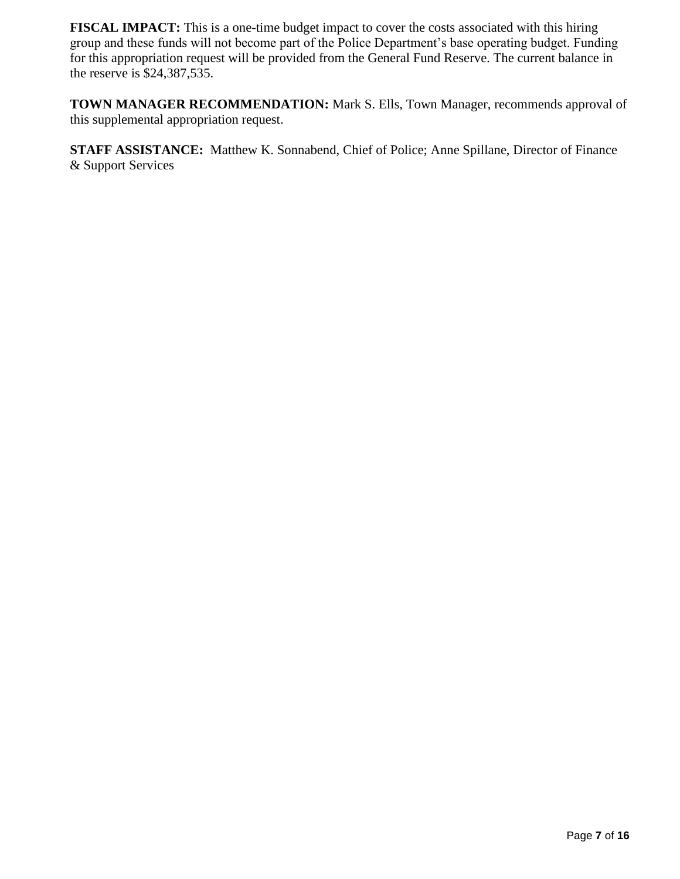**FISCAL IMPACT:** This is a one-time budget impact to cover the costs associated with this hiring group and these funds will not become part of the Police Department's base operating budget. Funding for this appropriation request will be provided from the General Fund Reserve. The current balance in the reserve is $24,387,535.

**TOWN MANAGER RECOMMENDATION:** Mark S. Ells, Town Manager, recommends approval of this supplemental appropriation request.

**STAFF ASSISTANCE:** Matthew K. Sonnabend, Chief of Police; Anne Spillane, Director of Finance & Support Services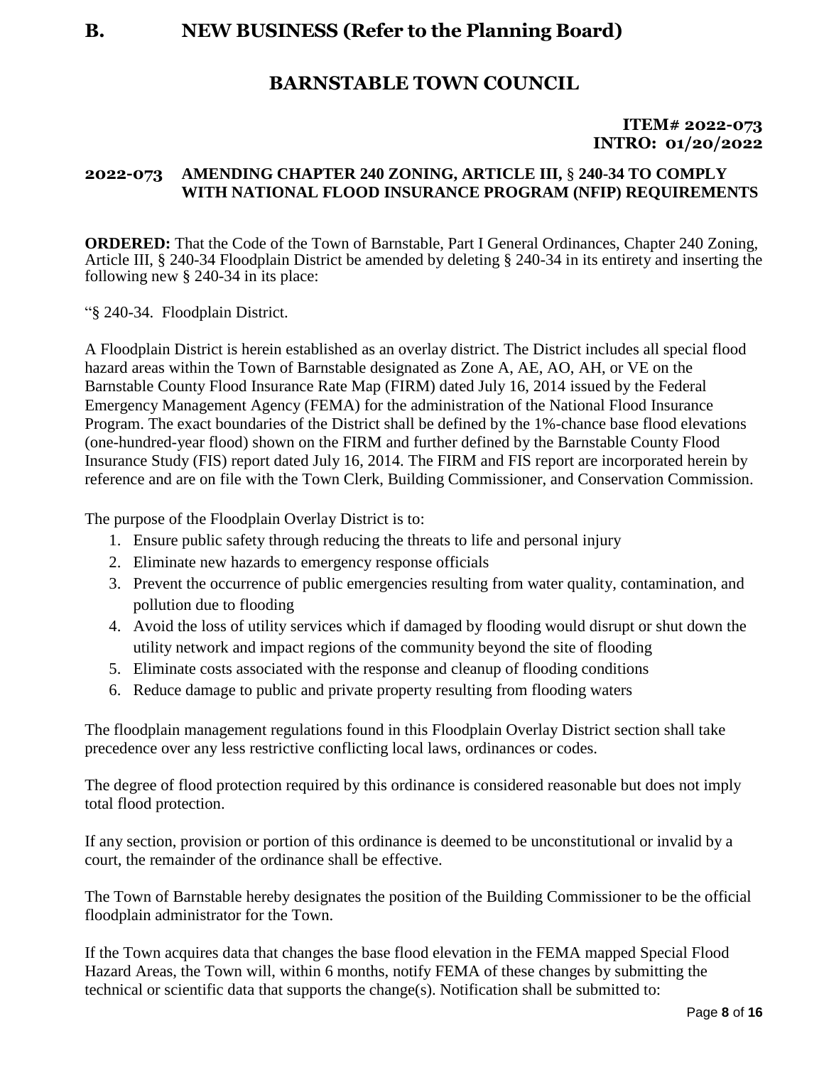# B. NEW BUSINESS (Refer to the Planning Board)

## BARNSTABLE TOWN COUNCIL

**ITEM# 2022-073**
**INTRO: 01/20/2022**

### 2022-073 AMENDING CHAPTER 240 ZONING, ARTICLE III, § 240-34 TO COMPLY WITH NATIONAL FLOOD INSURANCE PROGRAM (NFIP) REQUIREMENTS

**ORDERED:** That the Code of the Town of Barnstable, Part I General Ordinances, Chapter 240 Zoning, Article III, § 240-34 Floodplain District be amended by deleting § 240-34 in its entirety and inserting the following new § 240-34 in its place:

"§ 240-34. Floodplain District.

A Floodplain District is herein established as an overlay district. The District includes all special flood hazard areas within the Town of Barnstable designated as Zone A, AE, AO, AH, or VE on the Barnstable County Flood Insurance Rate Map (FIRM) dated July 16, 2014 issued by the Federal Emergency Management Agency (FEMA) for the administration of the National Flood Insurance Program. The exact boundaries of the District shall be defined by the 1%-chance base flood elevations (one-hundred-year flood) shown on the FIRM and further defined by the Barnstable County Flood Insurance Study (FIS) report dated July 16, 2014. The FIRM and FIS report are incorporated herein by reference and are on file with the Town Clerk, Building Commissioner, and Conservation Commission.

The purpose of the Floodplain Overlay District is to:

1. Ensure public safety through reducing the threats to life and personal injury
2. Eliminate new hazards to emergency response officials
3. Prevent the occurrence of public emergencies resulting from water quality, contamination, and pollution due to flooding
4. Avoid the loss of utility services which if damaged by flooding would disrupt or shut down the utility network and impact regions of the community beyond the site of flooding
5. Eliminate costs associated with the response and cleanup of flooding conditions
6. Reduce damage to public and private property resulting from flooding waters

The floodplain management regulations found in this Floodplain Overlay District section shall take precedence over any less restrictive conflicting local laws, ordinances or codes.

The degree of flood protection required by this ordinance is considered reasonable but does not imply total flood protection.

If any section, provision or portion of this ordinance is deemed to be unconstitutional or invalid by a court, the remainder of the ordinance shall be effective.

The Town of Barnstable hereby designates the position of the Building Commissioner to be the official floodplain administrator for the Town.

If the Town acquires data that changes the base flood elevation in the FEMA mapped Special Flood Hazard Areas, the Town will, within 6 months, notify FEMA of these changes by submitting the technical or scientific data that supports the change(s). Notification shall be submitted to: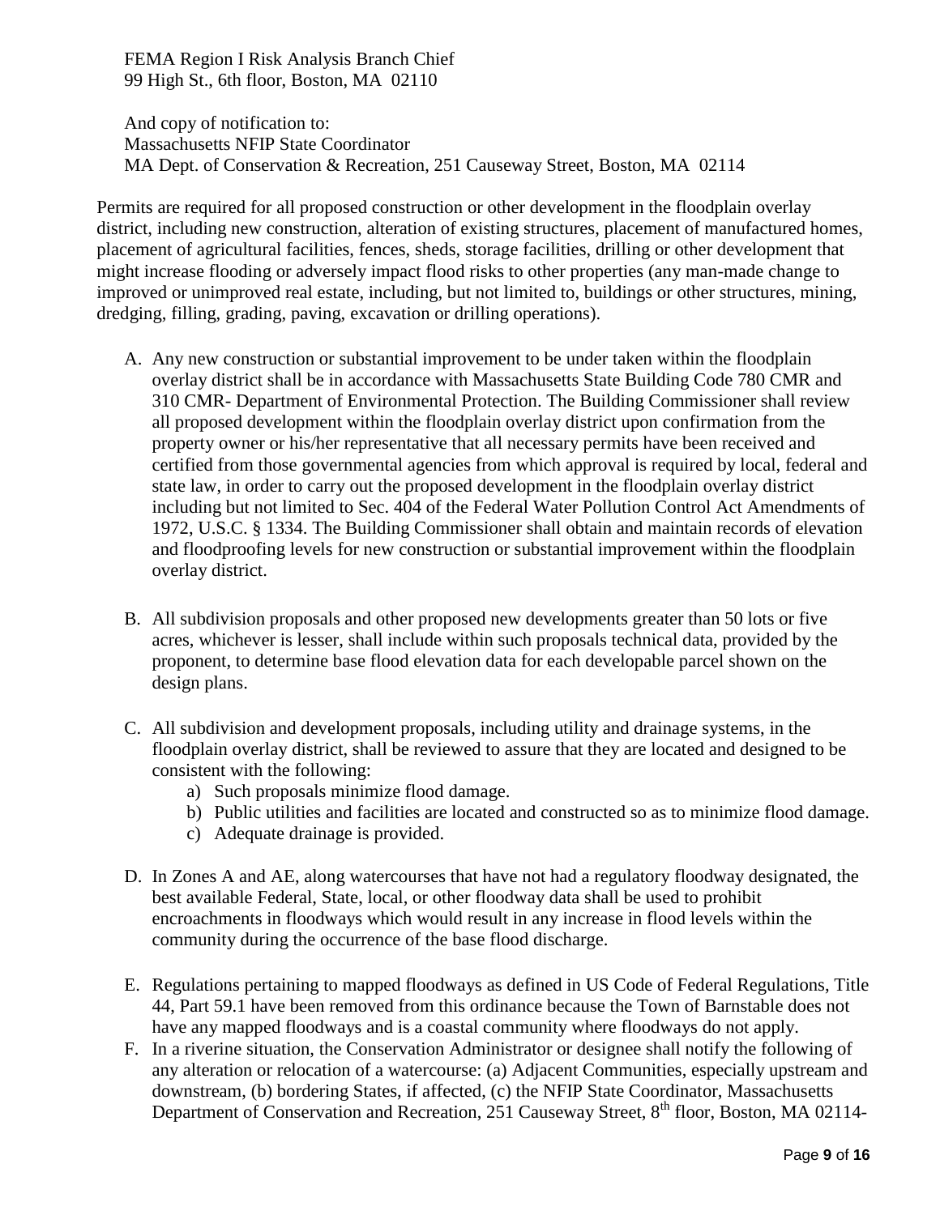FEMA Region I Risk Analysis Branch Chief
99 High St., 6th floor, Boston, MA 02110

And copy of notification to:
Massachusetts NFIP State Coordinator
MA Dept. of Conservation & Recreation, 251 Causeway Street, Boston, MA 02114

Permits are required for all proposed construction or other development in the floodplain overlay district, including new construction, alteration of existing structures, placement of manufactured homes, placement of agricultural facilities, fences, sheds, storage facilities, drilling or other development that might increase flooding or adversely impact flood risks to other properties (any man-made change to improved or unimproved real estate, including, but not limited to, buildings or other structures, mining, dredging, filling, grading, paving, excavation or drilling operations).

A. Any new construction or substantial improvement to be under taken within the floodplain overlay district shall be in accordance with Massachusetts State Building Code 780 CMR and 310 CMR- Department of Environmental Protection. The Building Commissioner shall review all proposed development within the floodplain overlay district upon confirmation from the property owner or his/her representative that all necessary permits have been received and certified from those governmental agencies from which approval is required by local, federal and state law, in order to carry out the proposed development in the floodplain overlay district including but not limited to Sec. 404 of the Federal Water Pollution Control Act Amendments of 1972, U.S.C. § 1334. The Building Commissioner shall obtain and maintain records of elevation and floodproofing levels for new construction or substantial improvement within the floodplain overlay district.

B. All subdivision proposals and other proposed new developments greater than 50 lots or five acres, whichever is lesser, shall include within such proposals technical data, provided by the proponent, to determine base flood elevation data for each developable parcel shown on the design plans.

C. All subdivision and development proposals, including utility and drainage systems, in the floodplain overlay district, shall be reviewed to assure that they are located and designed to be consistent with the following:
   a) Such proposals minimize flood damage.
   b) Public utilities and facilities are located and constructed so as to minimize flood damage.
   c) Adequate drainage is provided.

D. In Zones A and AE, along watercourses that have not had a regulatory floodway designated, the best available Federal, State, local, or other floodway data shall be used to prohibit encroachments in floodways which would result in any increase in flood levels within the community during the occurrence of the base flood discharge.

E. Regulations pertaining to mapped floodways as defined in US Code of Federal Regulations, Title 44, Part 59.1 have been removed from this ordinance because the Town of Barnstable does not have any mapped floodways and is a coastal community where floodways do not apply.

F. In a riverine situation, the Conservation Administrator or designee shall notify the following of any alteration or relocation of a watercourse: (a) Adjacent Communities, especially upstream and downstream, (b) bordering States, if affected, (c) the NFIP State Coordinator, Massachusetts Department of Conservation and Recreation, 251 Causeway Street, 8th floor, Boston, MA 02114-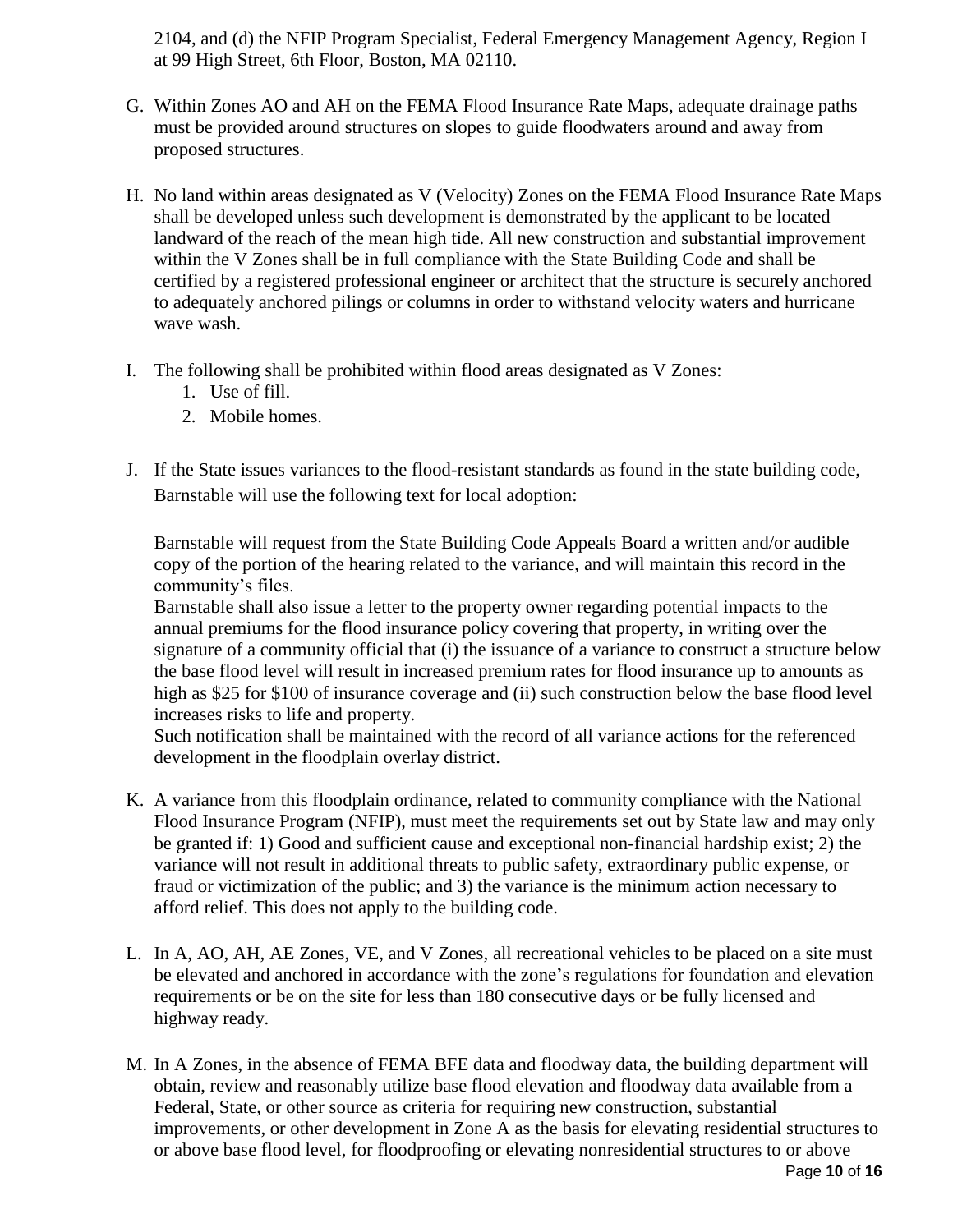2104, and (d) the NFIP Program Specialist, Federal Emergency Management Agency, Region I at 99 High Street, 6th Floor, Boston, MA 02110.

G. Within Zones AO and AH on the FEMA Flood Insurance Rate Maps, adequate drainage paths must be provided around structures on slopes to guide floodwaters around and away from proposed structures.

H. No land within areas designated as V (Velocity) Zones on the FEMA Flood Insurance Rate Maps shall be developed unless such development is demonstrated by the applicant to be located landward of the reach of the mean high tide. All new construction and substantial improvement within the V Zones shall be in full compliance with the State Building Code and shall be certified by a registered professional engineer or architect that the structure is securely anchored to adequately anchored pilings or columns in order to withstand velocity waters and hurricane wave wash.

I. The following shall be prohibited within flood areas designated as V Zones:
   1. Use of fill.
   2. Mobile homes.

J. If the State issues variances to the flood-resistant standards as found in the state building code, Barnstable will use the following text for local adoption:

   Barnstable will request from the State Building Code Appeals Board a written and/or audible copy of the portion of the hearing related to the variance, and will maintain this record in the community's files.
   Barnstable shall also issue a letter to the property owner regarding potential impacts to the annual premiums for the flood insurance policy covering that property, in writing over the signature of a community official that (i) the issuance of a variance to construct a structure below the base flood level will result in increased premium rates for flood insurance up to amounts as high as $25 for $100 of insurance coverage and (ii) such construction below the base flood level increases risks to life and property.
   Such notification shall be maintained with the record of all variance actions for the referenced development in the floodplain overlay district.

K. A variance from this floodplain ordinance, related to community compliance with the National Flood Insurance Program (NFIP), must meet the requirements set out by State law and may only be granted if: 1) Good and sufficient cause and exceptional non-financial hardship exist; 2) the variance will not result in additional threats to public safety, extraordinary public expense, or fraud or victimization of the public; and 3) the variance is the minimum action necessary to afford relief. This does not apply to the building code.

L. In A, AO, AH, AE Zones, VE, and V Zones, all recreational vehicles to be placed on a site must be elevated and anchored in accordance with the zone's regulations for foundation and elevation requirements or be on the site for less than 180 consecutive days or be fully licensed and highway ready.

M. In A Zones, in the absence of FEMA BFE data and floodway data, the building department will obtain, review and reasonably utilize base flood elevation and floodway data available from a Federal, State, or other source as criteria for requiring new construction, substantial improvements, or other development in Zone A as the basis for elevating residential structures to or above base flood level, for floodproofing or elevating nonresidential structures to or above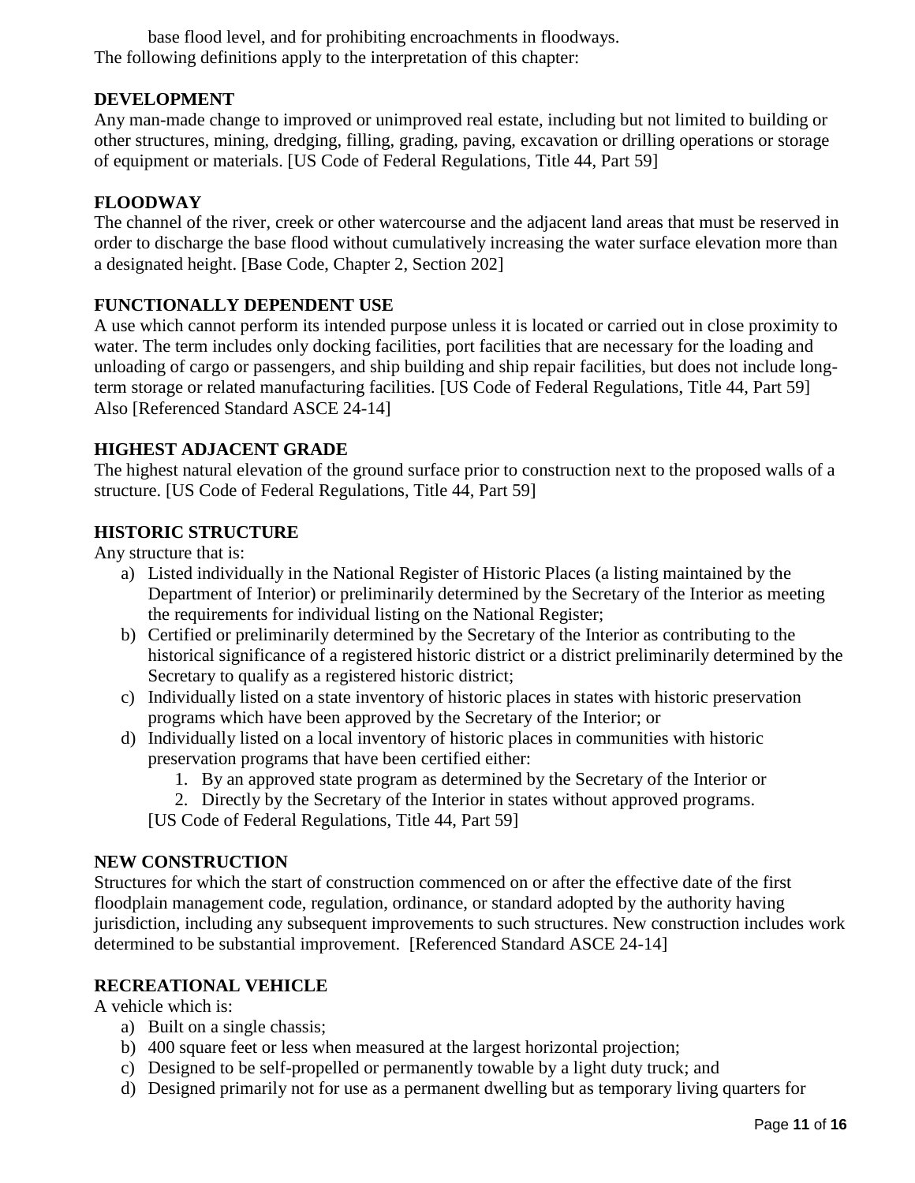base flood level, and for prohibiting encroachments in floodways.

The following definitions apply to the interpretation of this chapter:

**DEVELOPMENT**

Any man-made change to improved or unimproved real estate, including but not limited to building or other structures, mining, dredging, filling, grading, paving, excavation or drilling operations or storage of equipment or materials. [US Code of Federal Regulations, Title 44, Part 59]

**FLOODWAY**

The channel of the river, creek or other watercourse and the adjacent land areas that must be reserved in order to discharge the base flood without cumulatively increasing the water surface elevation more than a designated height. [Base Code, Chapter 2, Section 202]

**FUNCTIONALLY DEPENDENT USE**

A use which cannot perform its intended purpose unless it is located or carried out in close proximity to water. The term includes only docking facilities, port facilities that are necessary for the loading and unloading of cargo or passengers, and ship building and ship repair facilities, but does not include long-term storage or related manufacturing facilities. [US Code of Federal Regulations, Title 44, Part 59] Also [Referenced Standard ASCE 24-14]

**HIGHEST ADJACENT GRADE**

The highest natural elevation of the ground surface prior to construction next to the proposed walls of a structure. [US Code of Federal Regulations, Title 44, Part 59]

**HISTORIC STRUCTURE**

Any structure that is:

a) Listed individually in the National Register of Historic Places (a listing maintained by the Department of Interior) or preliminarily determined by the Secretary of the Interior as meeting the requirements for individual listing on the National Register;
b) Certified or preliminarily determined by the Secretary of the Interior as contributing to the historical significance of a registered historic district or a district preliminarily determined by the Secretary to qualify as a registered historic district;
c) Individually listed on a state inventory of historic places in states with historic preservation programs which have been approved by the Secretary of the Interior; or
d) Individually listed on a local inventory of historic places in communities with historic preservation programs that have been certified either:
    1. By an approved state program as determined by the Secretary of the Interior or
    2. Directly by the Secretary of the Interior in states without approved programs.

[US Code of Federal Regulations, Title 44, Part 59]

**NEW CONSTRUCTION**

Structures for which the start of construction commenced on or after the effective date of the first floodplain management code, regulation, ordinance, or standard adopted by the authority having jurisdiction, including any subsequent improvements to such structures. New construction includes work determined to be substantial improvement. [Referenced Standard ASCE 24-14]

**RECREATIONAL VEHICLE**

A vehicle which is:

a) Built on a single chassis;
b) 400 square feet or less when measured at the largest horizontal projection;
c) Designed to be self-propelled or permanently towable by a light duty truck; and
d) Designed primarily not for use as a permanent dwelling but as temporary living quarters for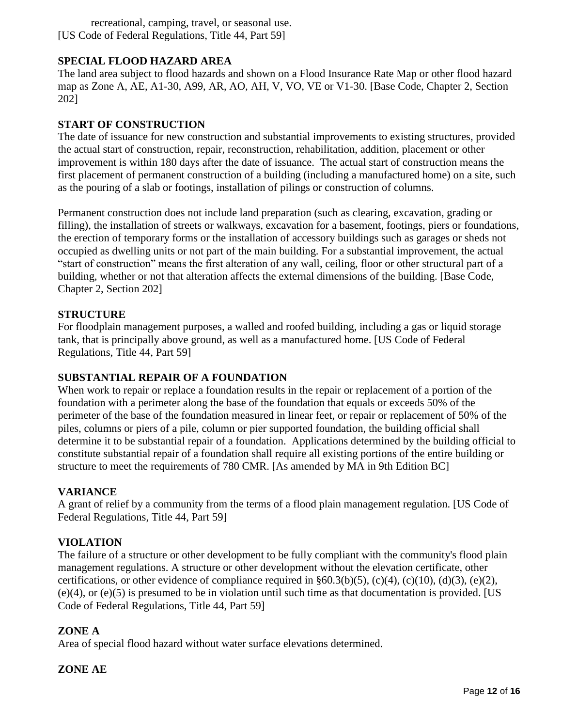recreational, camping, travel, or seasonal use.
[US Code of Federal Regulations, Title 44, Part 59]

**SPECIAL FLOOD HAZARD AREA**

The land area subject to flood hazards and shown on a Flood Insurance Rate Map or other flood hazard map as Zone A, AE, A1-30, A99, AR, AO, AH, V, VO, VE or V1-30. [Base Code, Chapter 2, Section 202]

**START OF CONSTRUCTION**

The date of issuance for new construction and substantial improvements to existing structures, provided the actual start of construction, repair, reconstruction, rehabilitation, addition, placement or other improvement is within 180 days after the date of issuance. The actual start of construction means the first placement of permanent construction of a building (including a manufactured home) on a site, such as the pouring of a slab or footings, installation of pilings or construction of columns.

Permanent construction does not include land preparation (such as clearing, excavation, grading or filling), the installation of streets or walkways, excavation for a basement, footings, piers or foundations, the erection of temporary forms or the installation of accessory buildings such as garages or sheds not occupied as dwelling units or not part of the main building. For a substantial improvement, the actual "start of construction" means the first alteration of any wall, ceiling, floor or other structural part of a building, whether or not that alteration affects the external dimensions of the building. [Base Code, Chapter 2, Section 202]

**STRUCTURE**

For floodplain management purposes, a walled and roofed building, including a gas or liquid storage tank, that is principally above ground, as well as a manufactured home. [US Code of Federal Regulations, Title 44, Part 59]

**SUBSTANTIAL REPAIR OF A FOUNDATION**

When work to repair or replace a foundation results in the repair or replacement of a portion of the foundation with a perimeter along the base of the foundation that equals or exceeds 50% of the perimeter of the base of the foundation measured in linear feet, or repair or replacement of 50% of the piles, columns or piers of a pile, column or pier supported foundation, the building official shall determine it to be substantial repair of a foundation. Applications determined by the building official to constitute substantial repair of a foundation shall require all existing portions of the entire building or structure to meet the requirements of 780 CMR. [As amended by MA in 9th Edition BC]

**VARIANCE**

A grant of relief by a community from the terms of a flood plain management regulation. [US Code of Federal Regulations, Title 44, Part 59]

**VIOLATION**

The failure of a structure or other development to be fully compliant with the community's flood plain management regulations. A structure or other development without the elevation certificate, other certifications, or other evidence of compliance required in §60.3(b)(5), (c)(4), (c)(10), (d)(3), (e)(2), (e)(4), or (e)(5) is presumed to be in violation until such time as that documentation is provided. [US Code of Federal Regulations, Title 44, Part 59]

**ZONE A**

Area of special flood hazard without water surface elevations determined.

**ZONE AE**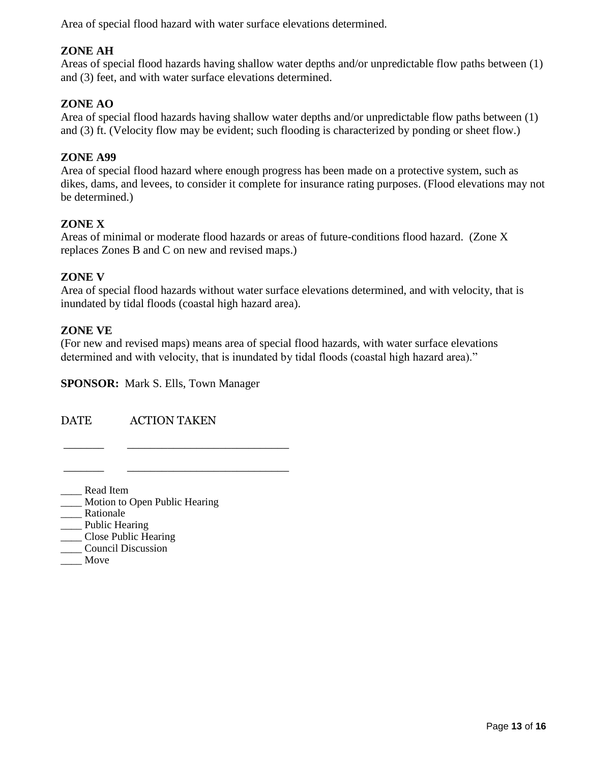Area of special flood hazard with water surface elevations determined.

**ZONE AH**
Areas of special flood hazards having shallow water depths and/or unpredictable flow paths between (1) and (3) feet, and with water surface elevations determined.

**ZONE AO**
Area of special flood hazards having shallow water depths and/or unpredictable flow paths between (1) and (3) ft. (Velocity flow may be evident; such flooding is characterized by ponding or sheet flow.)

**ZONE A99**
Area of special flood hazard where enough progress has been made on a protective system, such as dikes, dams, and levees, to consider it complete for insurance rating purposes. (Flood elevations may not be determined.)

**ZONE X**
Areas of minimal or moderate flood hazards or areas of future-conditions flood hazard. (Zone X replaces Zones B and C on new and revised maps.)

**ZONE V**
Area of special flood hazards without water surface elevations determined, and with velocity, that is inundated by tidal floods (coastal high hazard area).

**ZONE VE**
(For new and revised maps) means area of special flood hazards, with water surface elevations determined and with velocity, that is inundated by tidal floods (coastal high hazard area)."

**SPONSOR:** Mark S. Ells, Town Manager

DATE ACTION TAKEN

_______ ____________________________

_______ ____________________________

____ Read Item
____ Motion to Open Public Hearing
____ Rationale
____ Public Hearing
____ Close Public Hearing
____ Council Discussion
____ Move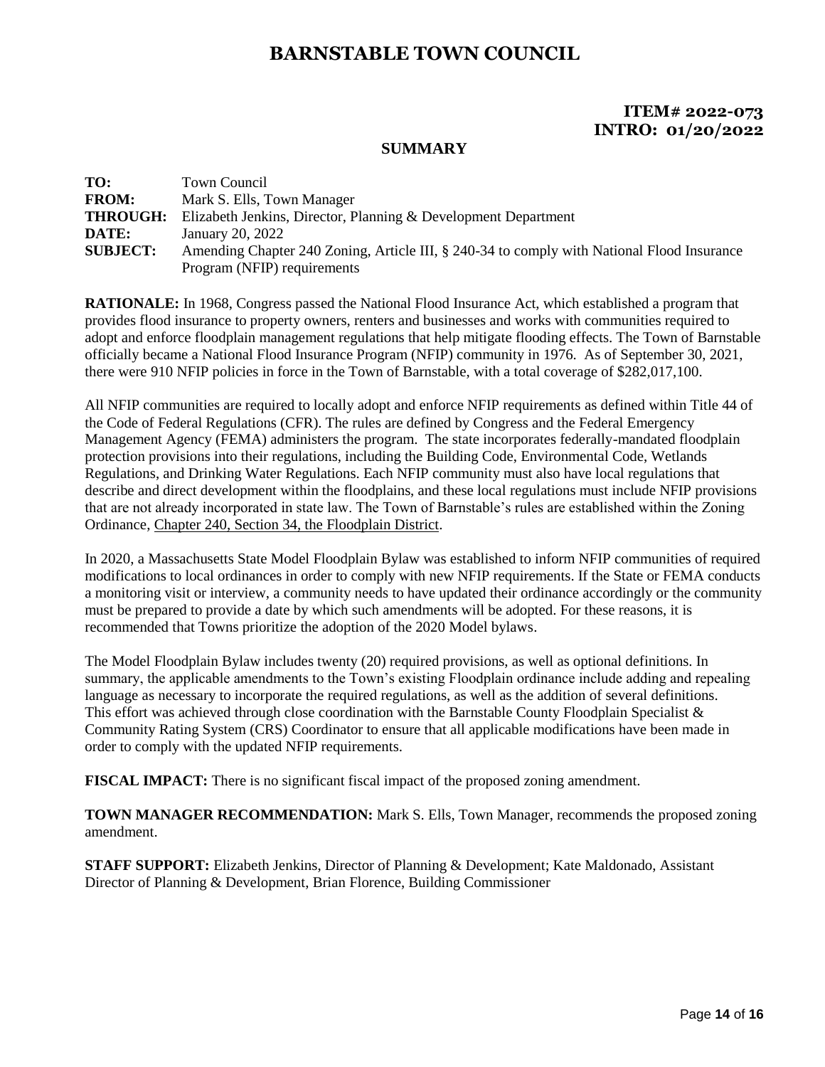# BARNSTABLE TOWN COUNCIL

**ITEM# 2022-073**
**INTRO: 01/20/2022**

## SUMMARY

**TO:** Town Council
**FROM:** Mark S. Ells, Town Manager
**THROUGH:** Elizabeth Jenkins, Director, Planning & Development Department
**DATE:** January 20, 2022
**SUBJECT:** Amending Chapter 240 Zoning, Article III, § 240-34 to comply with National Flood Insurance Program (NFIP) requirements

**RATIONALE:** In 1968, Congress passed the National Flood Insurance Act, which established a program that provides flood insurance to property owners, renters and businesses and works with communities required to adopt and enforce floodplain management regulations that help mitigate flooding effects. The Town of Barnstable officially became a National Flood Insurance Program (NFIP) community in 1976. As of September 30, 2021, there were 910 NFIP policies in force in the Town of Barnstable, with a total coverage of $282,017,100.

All NFIP communities are required to locally adopt and enforce NFIP requirements as defined within Title 44 of the Code of Federal Regulations (CFR). The rules are defined by Congress and the Federal Emergency Management Agency (FEMA) administers the program. The state incorporates federally-mandated floodplain protection provisions into their regulations, including the Building Code, Environmental Code, Wetlands Regulations, and Drinking Water Regulations. Each NFIP community must also have local regulations that describe and direct development within the floodplains, and these local regulations must include NFIP provisions that are not already incorporated in state law. The Town of Barnstable's rules are established within the Zoning Ordinance, Chapter 240, Section 34, the Floodplain District.

In 2020, a Massachusetts State Model Floodplain Bylaw was established to inform NFIP communities of required modifications to local ordinances in order to comply with new NFIP requirements. If the State or FEMA conducts a monitoring visit or interview, a community needs to have updated their ordinance accordingly or the community must be prepared to provide a date by which such amendments will be adopted. For these reasons, it is recommended that Towns prioritize the adoption of the 2020 Model bylaws.

The Model Floodplain Bylaw includes twenty (20) required provisions, as well as optional definitions. In summary, the applicable amendments to the Town's existing Floodplain ordinance include adding and repealing language as necessary to incorporate the required regulations, as well as the addition of several definitions. This effort was achieved through close coordination with the Barnstable County Floodplain Specialist & Community Rating System (CRS) Coordinator to ensure that all applicable modifications have been made in order to comply with the updated NFIP requirements.

**FISCAL IMPACT:** There is no significant fiscal impact of the proposed zoning amendment.

**TOWN MANAGER RECOMMENDATION:** Mark S. Ells, Town Manager, recommends the proposed zoning amendment.

**STAFF SUPPORT:** Elizabeth Jenkins, Director of Planning & Development; Kate Maldonado, Assistant Director of Planning & Development, Brian Florence, Building Commissioner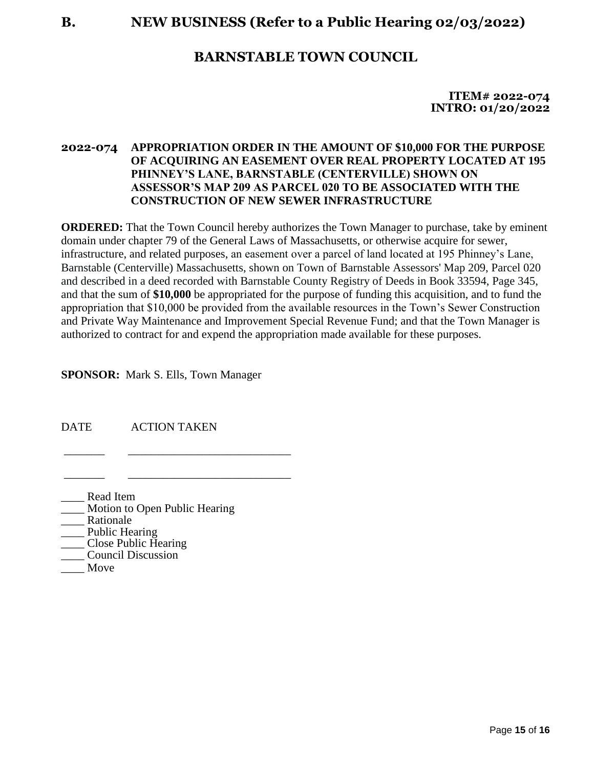## B. NEW BUSINESS (Refer to a Public Hearing 02/03/2022)

# BARNSTABLE TOWN COUNCIL

**ITEM# 2022-074**
**INTRO: 01/20/2022**

**2022-074 APPROPRIATION ORDER IN THE AMOUNT OF $10,000 FOR THE PURPOSE OF ACQUIRING AN EASEMENT OVER REAL PROPERTY LOCATED AT 195 PHINNEY'S LANE, BARNSTABLE (CENTERVILLE) SHOWN ON ASSESSOR'S MAP 209 AS PARCEL 020 TO BE ASSOCIATED WITH THE CONSTRUCTION OF NEW SEWER INFRASTRUCTURE**

**ORDERED:** That the Town Council hereby authorizes the Town Manager to purchase, take by eminent domain under chapter 79 of the General Laws of Massachusetts, or otherwise acquire for sewer, infrastructure, and related purposes, an easement over a parcel of land located at 195 Phinney's Lane, Barnstable (Centerville) Massachusetts, shown on Town of Barnstable Assessors' Map 209, Parcel 020 and described in a deed recorded with Barnstable County Registry of Deeds in Book 33594, Page 345, and that the sum of **$10,000** be appropriated for the purpose of funding this acquisition, and to fund the appropriation that $10,000 be provided from the available resources in the Town's Sewer Construction and Private Way Maintenance and Improvement Special Revenue Fund; and that the Town Manager is authorized to contract for and expend the appropriation made available for these purposes.

**SPONSOR:** Mark S. Ells, Town Manager

| DATE | ACTION TAKEN |
|---|---|
| _______ | ____________________________ |
| _______ | ____________________________ |

____ Read Item
____ Motion to Open Public Hearing
____ Rationale
____ Public Hearing
____ Close Public Hearing
____ Council Discussion
____ Move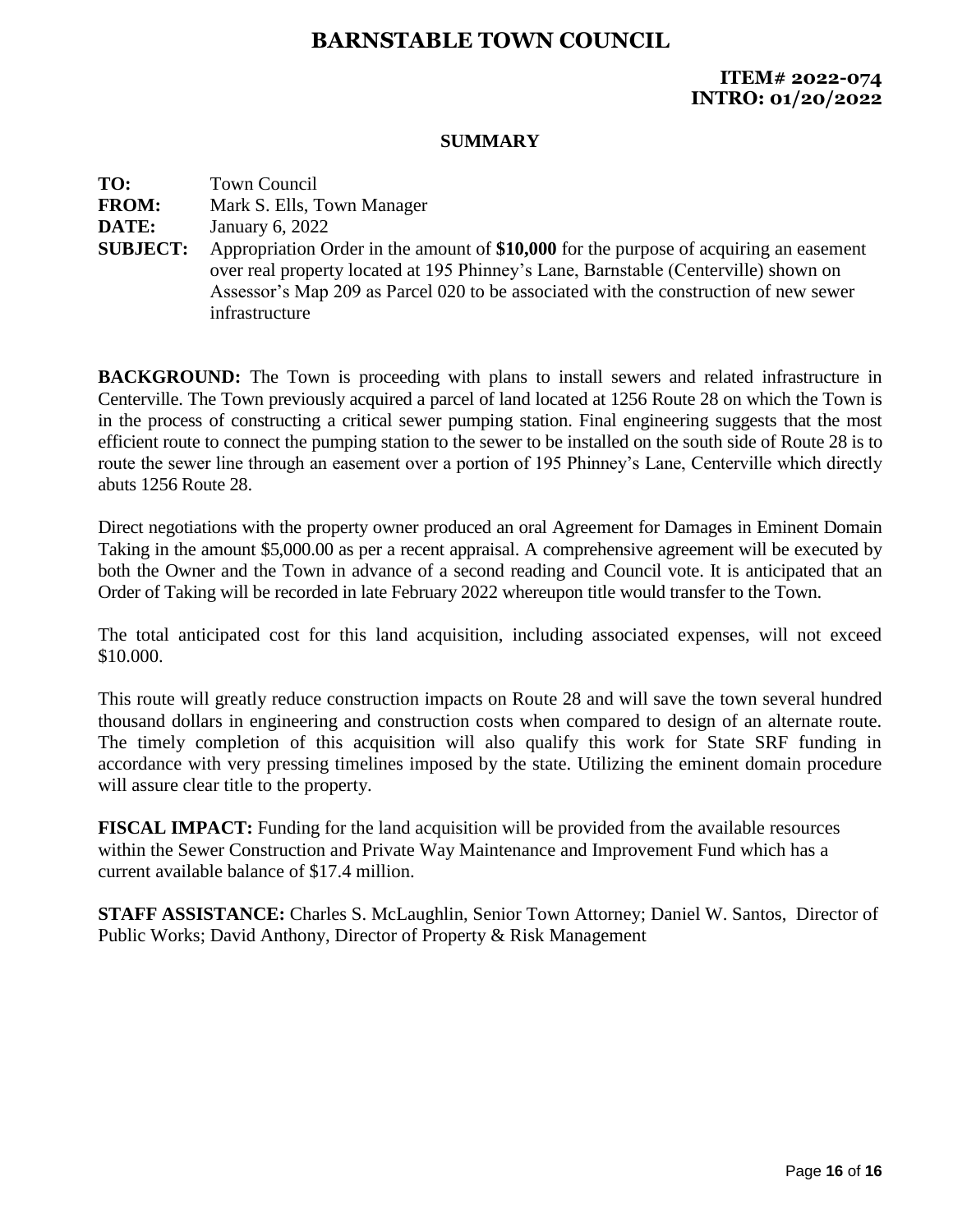# BARNSTABLE TOWN COUNCIL

**ITEM# 2022-074**
**INTRO: 01/20/2022**

## SUMMARY

**TO:** Town Council
**FROM:** Mark S. Ells, Town Manager
**DATE:** January 6, 2022
**SUBJECT:** Appropriation Order in the amount of **$10,000** for the purpose of acquiring an easement over real property located at 195 Phinney's Lane, Barnstable (Centerville) shown on Assessor's Map 209 as Parcel 020 to be associated with the construction of new sewer infrastructure

**BACKGROUND:** The Town is proceeding with plans to install sewers and related infrastructure in Centerville. The Town previously acquired a parcel of land located at 1256 Route 28 on which the Town is in the process of constructing a critical sewer pumping station. Final engineering suggests that the most efficient route to connect the pumping station to the sewer to be installed on the south side of Route 28 is to route the sewer line through an easement over a portion of 195 Phinney's Lane, Centerville which directly abuts 1256 Route 28.

Direct negotiations with the property owner produced an oral Agreement for Damages in Eminent Domain Taking in the amount $5,000.00 as per a recent appraisal. A comprehensive agreement will be executed by both the Owner and the Town in advance of a second reading and Council vote. It is anticipated that an Order of Taking will be recorded in late February 2022 whereupon title would transfer to the Town.

The total anticipated cost for this land acquisition, including associated expenses, will not exceed $10.000.

This route will greatly reduce construction impacts on Route 28 and will save the town several hundred thousand dollars in engineering and construction costs when compared to design of an alternate route. The timely completion of this acquisition will also qualify this work for State SRF funding in accordance with very pressing timelines imposed by the state. Utilizing the eminent domain procedure will assure clear title to the property.

**FISCAL IMPACT:** Funding for the land acquisition will be provided from the available resources within the Sewer Construction and Private Way Maintenance and Improvement Fund which has a current available balance of $17.4 million.

**STAFF ASSISTANCE:** Charles S. McLaughlin, Senior Town Attorney; Daniel W. Santos, Director of Public Works; David Anthony, Director of Property & Risk Management